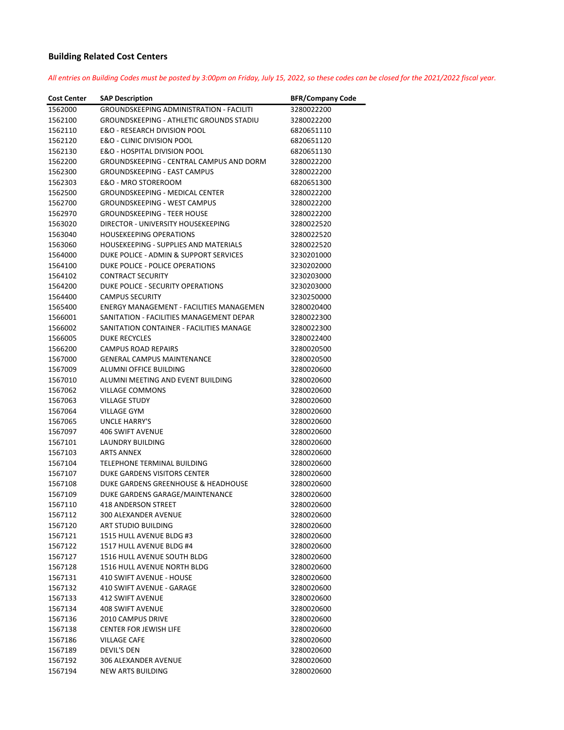**Building Related Cost Centers**

*All entries on Building Codes must be posted by 3:00pm on Friday, July 15, 2022, so these codes can be closed for the 2021/2022 fiscal year.*

| Cost Center | SAP Description | BFR/Company Code |
|---|---|---|
| 1562000 | GROUNDSKEEPING ADMINISTRATION - FACILITI | 3280022200 |
| 1562100 | GROUNDSKEEPING - ATHLETIC GROUNDS STADIU | 3280022200 |
| 1562110 | E&O - RESEARCH DIVISION POOL | 6820651110 |
| 1562120 | E&O - CLINIC DIVISION POOL | 6820651120 |
| 1562130 | E&O - HOSPITAL DIVISION POOL | 6820651130 |
| 1562200 | GROUNDSKEEPING - CENTRAL CAMPUS AND DORM | 3280022200 |
| 1562300 | GROUNDSKEEPING - EAST CAMPUS | 3280022200 |
| 1562303 | E&O - MRO STOREROOM | 6820651300 |
| 1562500 | GROUNDSKEEPING - MEDICAL CENTER | 3280022200 |
| 1562700 | GROUNDSKEEPING - WEST CAMPUS | 3280022200 |
| 1562970 | GROUNDSKEEPING - TEER HOUSE | 3280022200 |
| 1563020 | DIRECTOR - UNIVERSITY HOUSEKEEPING | 3280022520 |
| 1563040 | HOUSEKEEPING OPERATIONS | 3280022520 |
| 1563060 | HOUSEKEEPING - SUPPLIES AND MATERIALS | 3280022520 |
| 1564000 | DUKE POLICE - ADMIN & SUPPORT SERVICES | 3230201000 |
| 1564100 | DUKE POLICE - POLICE OPERATIONS | 3230202000 |
| 1564102 | CONTRACT SECURITY | 3230203000 |
| 1564200 | DUKE POLICE - SECURITY OPERATIONS | 3230203000 |
| 1564400 | CAMPUS SECURITY | 3230250000 |
| 1565400 | ENERGY MANAGEMENT - FACILITIES MANAGEMEN | 3280020400 |
| 1566001 | SANITATION - FACILITIES MANAGEMENT DEPAR | 3280022300 |
| 1566002 | SANITATION CONTAINER - FACILITIES MANAGE | 3280022300 |
| 1566005 | DUKE RECYCLES | 3280022400 |
| 1566200 | CAMPUS ROAD REPAIRS | 3280020500 |
| 1567000 | GENERAL CAMPUS MAINTENANCE | 3280020500 |
| 1567009 | ALUMNI OFFICE BUILDING | 3280020600 |
| 1567010 | ALUMNI MEETING AND EVENT BUILDING | 3280020600 |
| 1567062 | VILLAGE COMMONS | 3280020600 |
| 1567063 | VILLAGE STUDY | 3280020600 |
| 1567064 | VILLAGE GYM | 3280020600 |
| 1567065 | UNCLE HARRY'S | 3280020600 |
| 1567097 | 406 SWIFT AVENUE | 3280020600 |
| 1567101 | LAUNDRY BUILDING | 3280020600 |
| 1567103 | ARTS ANNEX | 3280020600 |
| 1567104 | TELEPHONE TERMINAL BUILDING | 3280020600 |
| 1567107 | DUKE GARDENS VISITORS CENTER | 3280020600 |
| 1567108 | DUKE GARDENS GREENHOUSE & HEADHOUSE | 3280020600 |
| 1567109 | DUKE GARDENS GARAGE/MAINTENANCE | 3280020600 |
| 1567110 | 418 ANDERSON STREET | 3280020600 |
| 1567112 | 300 ALEXANDER AVENUE | 3280020600 |
| 1567120 | ART STUDIO BUILDING | 3280020600 |
| 1567121 | 1515 HULL AVENUE BLDG #3 | 3280020600 |
| 1567122 | 1517 HULL AVENUE BLDG #4 | 3280020600 |
| 1567127 | 1516 HULL AVENUE SOUTH BLDG | 3280020600 |
| 1567128 | 1516 HULL AVENUE NORTH BLDG | 3280020600 |
| 1567131 | 410 SWIFT AVENUE - HOUSE | 3280020600 |
| 1567132 | 410 SWIFT AVENUE - GARAGE | 3280020600 |
| 1567133 | 412 SWIFT AVENUE | 3280020600 |
| 1567134 | 408 SWIFT AVENUE | 3280020600 |
| 1567136 | 2010 CAMPUS DRIVE | 3280020600 |
| 1567138 | CENTER FOR JEWISH LIFE | 3280020600 |
| 1567186 | VILLAGE CAFE | 3280020600 |
| 1567189 | DEVIL'S DEN | 3280020600 |
| 1567192 | 306 ALEXANDER AVENUE | 3280020600 |
| 1567194 | NEW ARTS BUILDING | 3280020600 |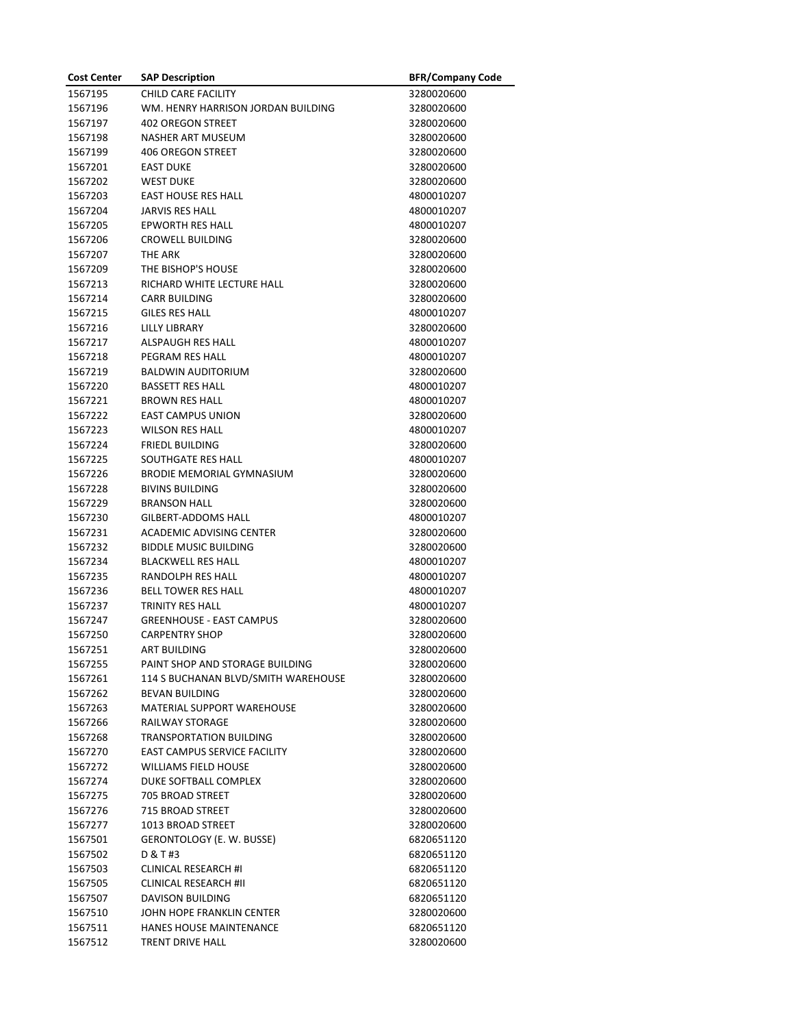| Cost Center | SAP Description | BFR/Company Code |
|---|---|---|
| 1567195 | CHILD CARE FACILITY | 3280020600 |
| 1567196 | WM. HENRY HARRISON JORDAN BUILDING | 3280020600 |
| 1567197 | 402 OREGON STREET | 3280020600 |
| 1567198 | NASHER ART MUSEUM | 3280020600 |
| 1567199 | 406 OREGON STREET | 3280020600 |
| 1567201 | EAST DUKE | 3280020600 |
| 1567202 | WEST DUKE | 3280020600 |
| 1567203 | EAST HOUSE RES HALL | 4800010207 |
| 1567204 | JARVIS RES HALL | 4800010207 |
| 1567205 | EPWORTH RES HALL | 4800010207 |
| 1567206 | CROWELL BUILDING | 3280020600 |
| 1567207 | THE ARK | 3280020600 |
| 1567209 | THE BISHOP'S HOUSE | 3280020600 |
| 1567213 | RICHARD WHITE LECTURE HALL | 3280020600 |
| 1567214 | CARR BUILDING | 3280020600 |
| 1567215 | GILES RES HALL | 4800010207 |
| 1567216 | LILLY LIBRARY | 3280020600 |
| 1567217 | ALSPAUGH RES HALL | 4800010207 |
| 1567218 | PEGRAM RES HALL | 4800010207 |
| 1567219 | BALDWIN AUDITORIUM | 3280020600 |
| 1567220 | BASSETT RES HALL | 4800010207 |
| 1567221 | BROWN RES HALL | 4800010207 |
| 1567222 | EAST CAMPUS UNION | 3280020600 |
| 1567223 | WILSON RES HALL | 4800010207 |
| 1567224 | FRIEDL BUILDING | 3280020600 |
| 1567225 | SOUTHGATE RES HALL | 4800010207 |
| 1567226 | BRODIE MEMORIAL GYMNASIUM | 3280020600 |
| 1567228 | BIVINS BUILDING | 3280020600 |
| 1567229 | BRANSON HALL | 3280020600 |
| 1567230 | GILBERT-ADDOMS HALL | 4800010207 |
| 1567231 | ACADEMIC ADVISING CENTER | 3280020600 |
| 1567232 | BIDDLE MUSIC BUILDING | 3280020600 |
| 1567234 | BLACKWELL RES HALL | 4800010207 |
| 1567235 | RANDOLPH RES HALL | 4800010207 |
| 1567236 | BELL TOWER RES HALL | 4800010207 |
| 1567237 | TRINITY RES HALL | 4800010207 |
| 1567247 | GREENHOUSE - EAST CAMPUS | 3280020600 |
| 1567250 | CARPENTRY SHOP | 3280020600 |
| 1567251 | ART BUILDING | 3280020600 |
| 1567255 | PAINT SHOP AND STORAGE BUILDING | 3280020600 |
| 1567261 | 114 S BUCHANAN BLVD/SMITH WAREHOUSE | 3280020600 |
| 1567262 | BEVAN BUILDING | 3280020600 |
| 1567263 | MATERIAL SUPPORT WAREHOUSE | 3280020600 |
| 1567266 | RAILWAY STORAGE | 3280020600 |
| 1567268 | TRANSPORTATION BUILDING | 3280020600 |
| 1567270 | EAST CAMPUS SERVICE FACILITY | 3280020600 |
| 1567272 | WILLIAMS FIELD HOUSE | 3280020600 |
| 1567274 | DUKE SOFTBALL COMPLEX | 3280020600 |
| 1567275 | 705 BROAD STREET | 3280020600 |
| 1567276 | 715 BROAD STREET | 3280020600 |
| 1567277 | 1013 BROAD STREET | 3280020600 |
| 1567501 | GERONTOLOGY (E. W. BUSSE) | 6820651120 |
| 1567502 | D & T #3 | 6820651120 |
| 1567503 | CLINICAL RESEARCH #I | 6820651120 |
| 1567505 | CLINICAL RESEARCH #II | 6820651120 |
| 1567507 | DAVISON BUILDING | 6820651120 |
| 1567510 | JOHN HOPE FRANKLIN CENTER | 3280020600 |
| 1567511 | HANES HOUSE MAINTENANCE | 6820651120 |
| 1567512 | TRENT DRIVE HALL | 3280020600 |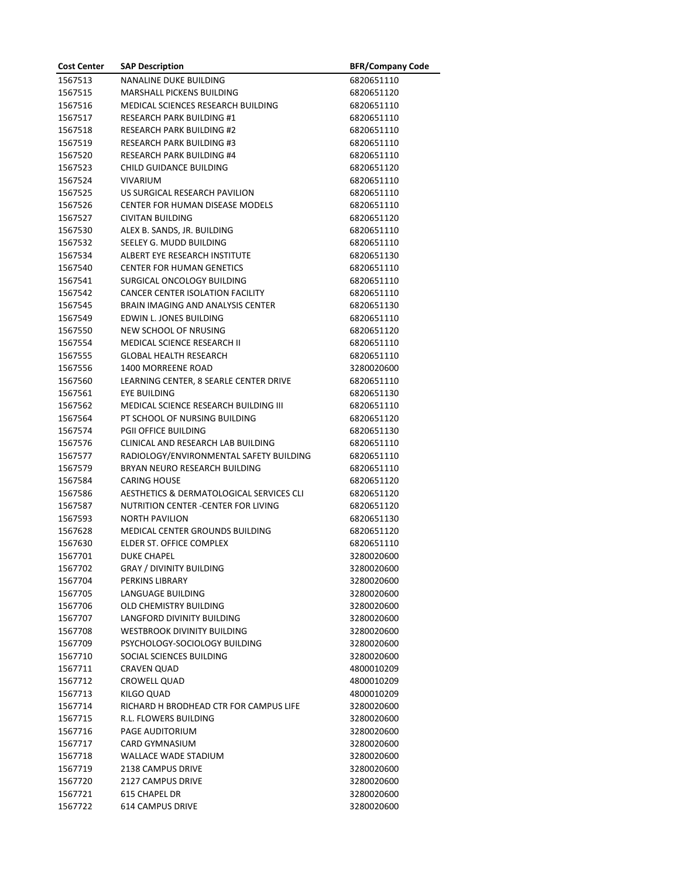| Cost Center | SAP Description | BFR/Company Code |
|---|---|---|
| 1567513 | NANALINE DUKE BUILDING | 6820651110 |
| 1567515 | MARSHALL PICKENS BUILDING | 6820651120 |
| 1567516 | MEDICAL SCIENCES RESEARCH BUILDING | 6820651110 |
| 1567517 | RESEARCH PARK BUILDING #1 | 6820651110 |
| 1567518 | RESEARCH PARK BUILDING #2 | 6820651110 |
| 1567519 | RESEARCH PARK BUILDING #3 | 6820651110 |
| 1567520 | RESEARCH PARK BUILDING #4 | 6820651110 |
| 1567523 | CHILD GUIDANCE BUILDING | 6820651120 |
| 1567524 | VIVARIUM | 6820651110 |
| 1567525 | US SURGICAL RESEARCH PAVILION | 6820651110 |
| 1567526 | CENTER FOR HUMAN DISEASE MODELS | 6820651110 |
| 1567527 | CIVITAN BUILDING | 6820651120 |
| 1567530 | ALEX B. SANDS, JR. BUILDING | 6820651110 |
| 1567532 | SEELEY G. MUDD BUILDING | 6820651110 |
| 1567534 | ALBERT EYE RESEARCH INSTITUTE | 6820651130 |
| 1567540 | CENTER FOR HUMAN GENETICS | 6820651110 |
| 1567541 | SURGICAL ONCOLOGY BUILDING | 6820651110 |
| 1567542 | CANCER CENTER ISOLATION FACILITY | 6820651110 |
| 1567545 | BRAIN IMAGING AND ANALYSIS CENTER | 6820651130 |
| 1567549 | EDWIN L. JONES BUILDING | 6820651110 |
| 1567550 | NEW SCHOOL OF NRUSING | 6820651120 |
| 1567554 | MEDICAL SCIENCE RESEARCH II | 6820651110 |
| 1567555 | GLOBAL HEALTH RESEARCH | 6820651110 |
| 1567556 | 1400 MORREENE ROAD | 3280020600 |
| 1567560 | LEARNING CENTER, 8 SEARLE CENTER DRIVE | 6820651110 |
| 1567561 | EYE BUILDING | 6820651130 |
| 1567562 | MEDICAL SCIENCE RESEARCH BUILDING III | 6820651110 |
| 1567564 | PT SCHOOL OF NURSING BUILDING | 6820651120 |
| 1567574 | PGII OFFICE BUILDING | 6820651130 |
| 1567576 | CLINICAL AND RESEARCH LAB BUILDING | 6820651110 |
| 1567577 | RADIOLOGY/ENVIRONMENTAL SAFETY BUILDING | 6820651110 |
| 1567579 | BRYAN NEURO RESEARCH BUILDING | 6820651110 |
| 1567584 | CARING HOUSE | 6820651120 |
| 1567586 | AESTHETICS & DERMATOLOGICAL SERVICES CLI | 6820651120 |
| 1567587 | NUTRITION CENTER -CENTER FOR LIVING | 6820651120 |
| 1567593 | NORTH PAVILION | 6820651130 |
| 1567628 | MEDICAL CENTER GROUNDS BUILDING | 6820651120 |
| 1567630 | ELDER ST. OFFICE COMPLEX | 6820651110 |
| 1567701 | DUKE CHAPEL | 3280020600 |
| 1567702 | GRAY / DIVINITY BUILDING | 3280020600 |
| 1567704 | PERKINS LIBRARY | 3280020600 |
| 1567705 | LANGUAGE BUILDING | 3280020600 |
| 1567706 | OLD CHEMISTRY BUILDING | 3280020600 |
| 1567707 | LANGFORD DIVINITY BUILDING | 3280020600 |
| 1567708 | WESTBROOK DIVINITY BUILDING | 3280020600 |
| 1567709 | PSYCHOLOGY-SOCIOLOGY BUILDING | 3280020600 |
| 1567710 | SOCIAL SCIENCES BUILDING | 3280020600 |
| 1567711 | CRAVEN QUAD | 4800010209 |
| 1567712 | CROWELL QUAD | 4800010209 |
| 1567713 | KILGO QUAD | 4800010209 |
| 1567714 | RICHARD H BRODHEAD CTR FOR CAMPUS LIFE | 3280020600 |
| 1567715 | R.L. FLOWERS BUILDING | 3280020600 |
| 1567716 | PAGE AUDITORIUM | 3280020600 |
| 1567717 | CARD GYMNASIUM | 3280020600 |
| 1567718 | WALLACE WADE STADIUM | 3280020600 |
| 1567719 | 2138 CAMPUS DRIVE | 3280020600 |
| 1567720 | 2127 CAMPUS DRIVE | 3280020600 |
| 1567721 | 615 CHAPEL DR | 3280020600 |
| 1567722 | 614 CAMPUS DRIVE | 3280020600 |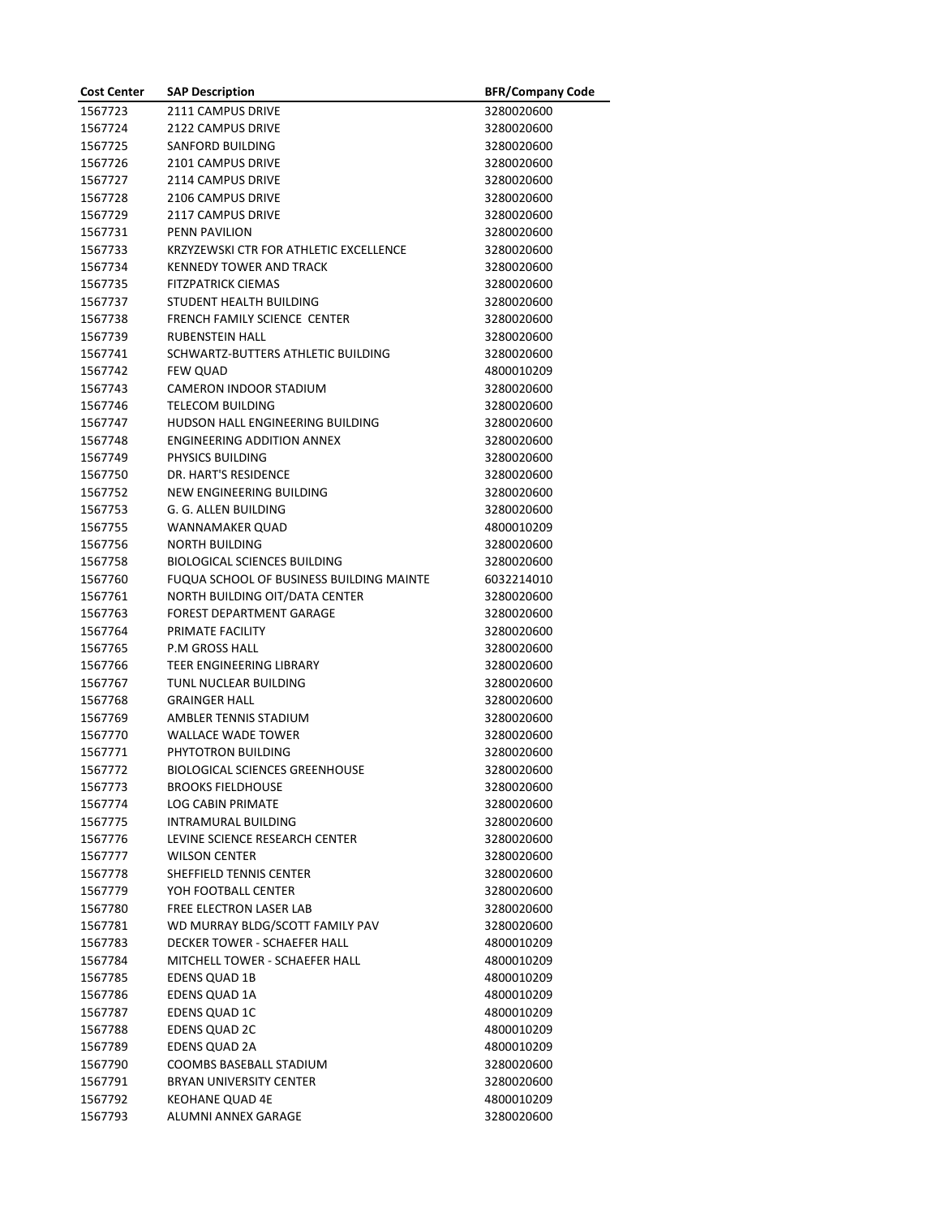| Cost Center | SAP Description | BFR/Company Code |
| --- | --- | --- |
| 1567723 | 2111 CAMPUS DRIVE | 3280020600 |
| 1567724 | 2122 CAMPUS DRIVE | 3280020600 |
| 1567725 | SANFORD BUILDING | 3280020600 |
| 1567726 | 2101 CAMPUS DRIVE | 3280020600 |
| 1567727 | 2114 CAMPUS DRIVE | 3280020600 |
| 1567728 | 2106 CAMPUS DRIVE | 3280020600 |
| 1567729 | 2117 CAMPUS DRIVE | 3280020600 |
| 1567731 | PENN PAVILION | 3280020600 |
| 1567733 | KRZYZEWSKI CTR FOR ATHLETIC EXCELLENCE | 3280020600 |
| 1567734 | KENNEDY TOWER AND TRACK | 3280020600 |
| 1567735 | FITZPATRICK CIEMAS | 3280020600 |
| 1567737 | STUDENT HEALTH BUILDING | 3280020600 |
| 1567738 | FRENCH FAMILY SCIENCE CENTER | 3280020600 |
| 1567739 | RUBENSTEIN HALL | 3280020600 |
| 1567741 | SCHWARTZ-BUTTERS ATHLETIC BUILDING | 3280020600 |
| 1567742 | FEW QUAD | 4800010209 |
| 1567743 | CAMERON INDOOR STADIUM | 3280020600 |
| 1567746 | TELECOM BUILDING | 3280020600 |
| 1567747 | HUDSON HALL ENGINEERING BUILDING | 3280020600 |
| 1567748 | ENGINEERING ADDITION ANNEX | 3280020600 |
| 1567749 | PHYSICS BUILDING | 3280020600 |
| 1567750 | DR. HART'S RESIDENCE | 3280020600 |
| 1567752 | NEW ENGINEERING BUILDING | 3280020600 |
| 1567753 | G. G. ALLEN BUILDING | 3280020600 |
| 1567755 | WANNAMAKER QUAD | 4800010209 |
| 1567756 | NORTH BUILDING | 3280020600 |
| 1567758 | BIOLOGICAL SCIENCES BUILDING | 3280020600 |
| 1567760 | FUQUA SCHOOL OF BUSINESS BUILDING MAINTE | 6032214010 |
| 1567761 | NORTH BUILDING OIT/DATA CENTER | 3280020600 |
| 1567763 | FOREST DEPARTMENT GARAGE | 3280020600 |
| 1567764 | PRIMATE FACILITY | 3280020600 |
| 1567765 | P.M GROSS HALL | 3280020600 |
| 1567766 | TEER ENGINEERING LIBRARY | 3280020600 |
| 1567767 | TUNL NUCLEAR BUILDING | 3280020600 |
| 1567768 | GRAINGER HALL | 3280020600 |
| 1567769 | AMBLER TENNIS STADIUM | 3280020600 |
| 1567770 | WALLACE WADE TOWER | 3280020600 |
| 1567771 | PHYTOTRON BUILDING | 3280020600 |
| 1567772 | BIOLOGICAL SCIENCES GREENHOUSE | 3280020600 |
| 1567773 | BROOKS FIELDHOUSE | 3280020600 |
| 1567774 | LOG CABIN PRIMATE | 3280020600 |
| 1567775 | INTRAMURAL BUILDING | 3280020600 |
| 1567776 | LEVINE SCIENCE RESEARCH CENTER | 3280020600 |
| 1567777 | WILSON CENTER | 3280020600 |
| 1567778 | SHEFFIELD TENNIS CENTER | 3280020600 |
| 1567779 | YOH FOOTBALL CENTER | 3280020600 |
| 1567780 | FREE ELECTRON LASER LAB | 3280020600 |
| 1567781 | WD MURRAY BLDG/SCOTT FAMILY PAV | 3280020600 |
| 1567783 | DECKER TOWER - SCHAEFER HALL | 4800010209 |
| 1567784 | MITCHELL TOWER - SCHAEFER HALL | 4800010209 |
| 1567785 | EDENS QUAD 1B | 4800010209 |
| 1567786 | EDENS QUAD 1A | 4800010209 |
| 1567787 | EDENS QUAD 1C | 4800010209 |
| 1567788 | EDENS QUAD 2C | 4800010209 |
| 1567789 | EDENS QUAD 2A | 4800010209 |
| 1567790 | COOMBS BASEBALL STADIUM | 3280020600 |
| 1567791 | BRYAN UNIVERSITY CENTER | 3280020600 |
| 1567792 | KEOHANE QUAD 4E | 4800010209 |
| 1567793 | ALUMNI ANNEX GARAGE | 3280020600 |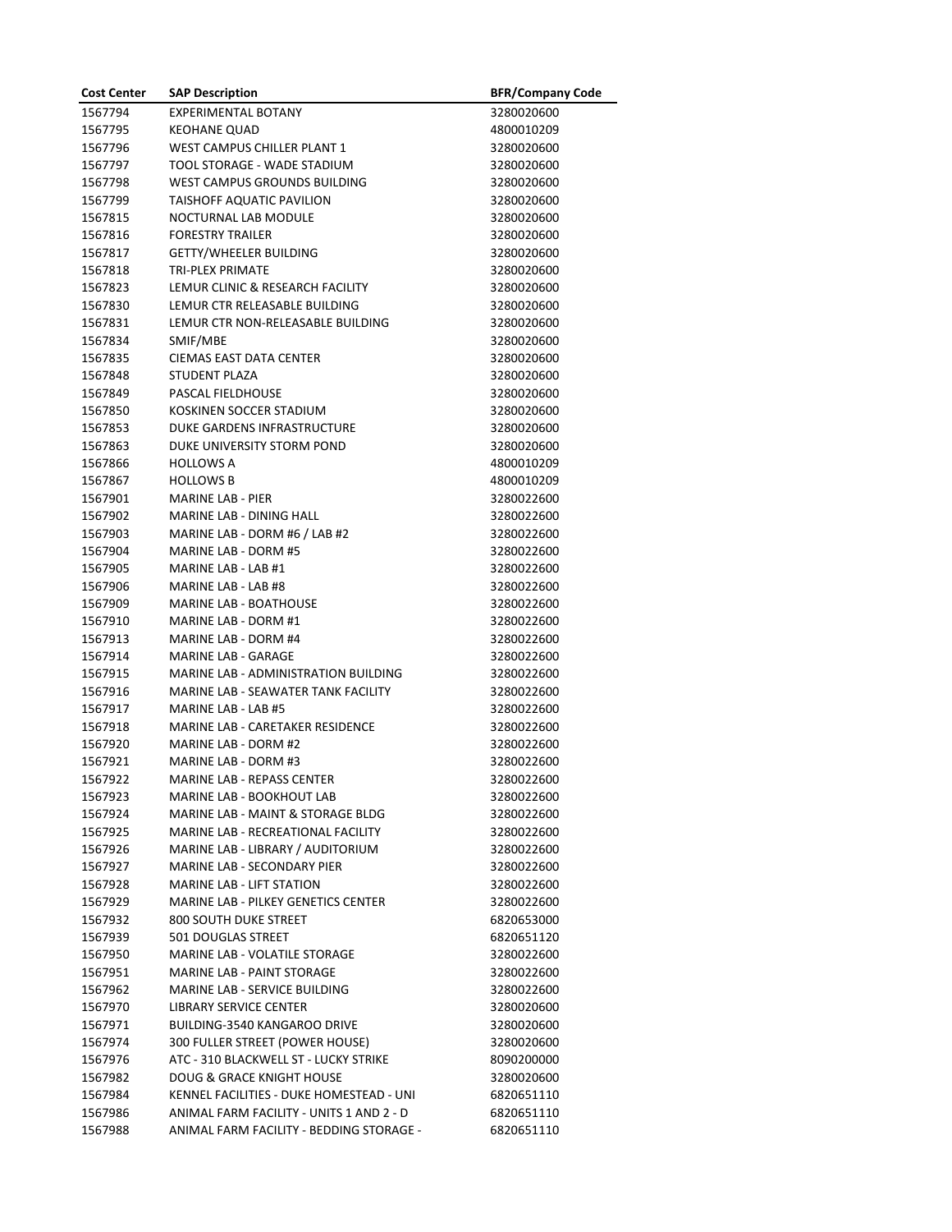| Cost Center | SAP Description | BFR/Company Code |
|---|---|---|
| 1567794 | EXPERIMENTAL BOTANY | 3280020600 |
| 1567795 | KEOHANE QUAD | 4800010209 |
| 1567796 | WEST CAMPUS CHILLER PLANT 1 | 3280020600 |
| 1567797 | TOOL STORAGE - WADE STADIUM | 3280020600 |
| 1567798 | WEST CAMPUS GROUNDS BUILDING | 3280020600 |
| 1567799 | TAISHOFF AQUATIC PAVILION | 3280020600 |
| 1567815 | NOCTURNAL LAB MODULE | 3280020600 |
| 1567816 | FORESTRY TRAILER | 3280020600 |
| 1567817 | GETTY/WHEELER BUILDING | 3280020600 |
| 1567818 | TRI-PLEX PRIMATE | 3280020600 |
| 1567823 | LEMUR CLINIC & RESEARCH FACILITY | 3280020600 |
| 1567830 | LEMUR CTR RELEASABLE BUILDING | 3280020600 |
| 1567831 | LEMUR CTR NON-RELEASABLE BUILDING | 3280020600 |
| 1567834 | SMIF/MBE | 3280020600 |
| 1567835 | CIEMAS EAST DATA CENTER | 3280020600 |
| 1567848 | STUDENT PLAZA | 3280020600 |
| 1567849 | PASCAL FIELDHOUSE | 3280020600 |
| 1567850 | KOSKINEN SOCCER STADIUM | 3280020600 |
| 1567853 | DUKE GARDENS INFRASTRUCTURE | 3280020600 |
| 1567863 | DUKE UNIVERSITY STORM POND | 3280020600 |
| 1567866 | HOLLOWS A | 4800010209 |
| 1567867 | HOLLOWS B | 4800010209 |
| 1567901 | MARINE LAB - PIER | 3280022600 |
| 1567902 | MARINE LAB - DINING HALL | 3280022600 |
| 1567903 | MARINE LAB - DORM #6 / LAB #2 | 3280022600 |
| 1567904 | MARINE LAB - DORM #5 | 3280022600 |
| 1567905 | MARINE LAB - LAB #1 | 3280022600 |
| 1567906 | MARINE LAB - LAB #8 | 3280022600 |
| 1567909 | MARINE LAB - BOATHOUSE | 3280022600 |
| 1567910 | MARINE LAB - DORM #1 | 3280022600 |
| 1567913 | MARINE LAB - DORM #4 | 3280022600 |
| 1567914 | MARINE LAB - GARAGE | 3280022600 |
| 1567915 | MARINE LAB - ADMINISTRATION BUILDING | 3280022600 |
| 1567916 | MARINE LAB - SEAWATER TANK FACILITY | 3280022600 |
| 1567917 | MARINE LAB - LAB #5 | 3280022600 |
| 1567918 | MARINE LAB - CARETAKER RESIDENCE | 3280022600 |
| 1567920 | MARINE LAB - DORM #2 | 3280022600 |
| 1567921 | MARINE LAB - DORM #3 | 3280022600 |
| 1567922 | MARINE LAB - REPASS CENTER | 3280022600 |
| 1567923 | MARINE LAB - BOOKHOUT LAB | 3280022600 |
| 1567924 | MARINE LAB - MAINT & STORAGE BLDG | 3280022600 |
| 1567925 | MARINE LAB - RECREATIONAL FACILITY | 3280022600 |
| 1567926 | MARINE LAB - LIBRARY / AUDITORIUM | 3280022600 |
| 1567927 | MARINE LAB - SECONDARY PIER | 3280022600 |
| 1567928 | MARINE LAB - LIFT STATION | 3280022600 |
| 1567929 | MARINE LAB - PILKEY GENETICS CENTER | 3280022600 |
| 1567932 | 800 SOUTH DUKE STREET | 6820653000 |
| 1567939 | 501 DOUGLAS STREET | 6820651120 |
| 1567950 | MARINE LAB - VOLATILE STORAGE | 3280022600 |
| 1567951 | MARINE LAB - PAINT STORAGE | 3280022600 |
| 1567962 | MARINE LAB - SERVICE BUILDING | 3280022600 |
| 1567970 | LIBRARY SERVICE CENTER | 3280020600 |
| 1567971 | BUILDING-3540 KANGAROO DRIVE | 3280020600 |
| 1567974 | 300 FULLER STREET (POWER HOUSE) | 3280020600 |
| 1567976 | ATC - 310 BLACKWELL ST - LUCKY STRIKE | 8090200000 |
| 1567982 | DOUG & GRACE KNIGHT HOUSE | 3280020600 |
| 1567984 | KENNEL FACILITIES - DUKE HOMESTEAD - UNI | 6820651110 |
| 1567986 | ANIMAL FARM FACILITY - UNITS 1 AND 2 - D | 6820651110 |
| 1567988 | ANIMAL FARM FACILITY - BEDDING STORAGE - | 6820651110 |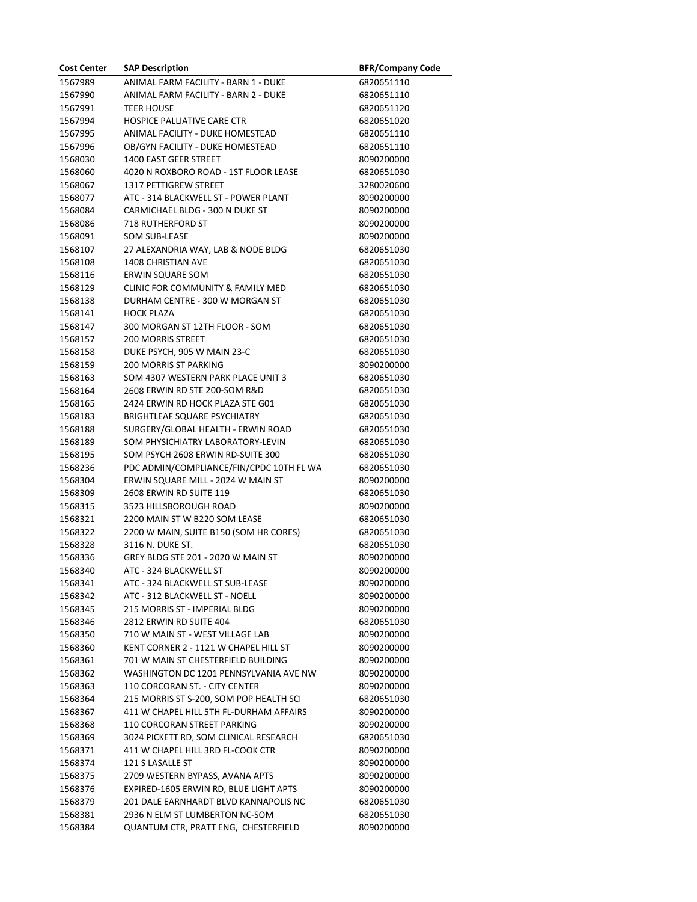| Cost Center | SAP Description | BFR/Company Code |
|---|---|---|
| 1567989 | ANIMAL FARM FACILITY - BARN 1 - DUKE | 6820651110 |
| 1567990 | ANIMAL FARM FACILITY - BARN 2 - DUKE | 6820651110 |
| 1567991 | TEER HOUSE | 6820651120 |
| 1567994 | HOSPICE PALLIATIVE CARE CTR | 6820651020 |
| 1567995 | ANIMAL FACILITY - DUKE HOMESTEAD | 6820651110 |
| 1567996 | OB/GYN FACILITY - DUKE HOMESTEAD | 6820651110 |
| 1568030 | 1400 EAST GEER STREET | 8090200000 |
| 1568060 | 4020 N ROXBORO ROAD - 1ST FLOOR LEASE | 6820651030 |
| 1568067 | 1317 PETTIGREW STREET | 3280020600 |
| 1568077 | ATC - 314 BLACKWELL ST - POWER PLANT | 8090200000 |
| 1568084 | CARMICHAEL BLDG - 300 N DUKE ST | 8090200000 |
| 1568086 | 718 RUTHERFORD ST | 8090200000 |
| 1568091 | SOM SUB-LEASE | 8090200000 |
| 1568107 | 27 ALEXANDRIA WAY, LAB & NODE BLDG | 6820651030 |
| 1568108 | 1408 CHRISTIAN AVE | 6820651030 |
| 1568116 | ERWIN SQUARE SOM | 6820651030 |
| 1568129 | CLINIC FOR COMMUNITY & FAMILY MED | 6820651030 |
| 1568138 | DURHAM CENTRE - 300 W MORGAN ST | 6820651030 |
| 1568141 | HOCK PLAZA | 6820651030 |
| 1568147 | 300 MORGAN ST 12TH FLOOR - SOM | 6820651030 |
| 1568157 | 200 MORRIS STREET | 6820651030 |
| 1568158 | DUKE PSYCH, 905 W MAIN 23-C | 6820651030 |
| 1568159 | 200 MORRIS ST PARKING | 8090200000 |
| 1568163 | SOM 4307 WESTERN PARK PLACE UNIT 3 | 6820651030 |
| 1568164 | 2608 ERWIN RD STE 200-SOM R&D | 6820651030 |
| 1568165 | 2424 ERWIN RD HOCK PLAZA STE G01 | 6820651030 |
| 1568183 | BRIGHTLEAF SQUARE PSYCHIATRY | 6820651030 |
| 1568188 | SURGERY/GLOBAL HEALTH - ERWIN ROAD | 6820651030 |
| 1568189 | SOM PHYSICHIATRY LABORATORY-LEVIN | 6820651030 |
| 1568195 | SOM PSYCH 2608 ERWIN RD-SUITE 300 | 6820651030 |
| 1568236 | PDC ADMIN/COMPLIANCE/FIN/CPDC 10TH FL WA | 6820651030 |
| 1568304 | ERWIN SQUARE MILL - 2024 W MAIN ST | 8090200000 |
| 1568309 | 2608 ERWIN RD SUITE 119 | 6820651030 |
| 1568315 | 3523 HILLSBOROUGH ROAD | 8090200000 |
| 1568321 | 2200 MAIN ST W B220 SOM LEASE | 6820651030 |
| 1568322 | 2200 W MAIN, SUITE B150 (SOM HR CORES) | 6820651030 |
| 1568328 | 3116 N. DUKE ST. | 6820651030 |
| 1568336 | GREY BLDG STE 201 - 2020 W MAIN ST | 8090200000 |
| 1568340 | ATC - 324 BLACKWELL ST | 8090200000 |
| 1568341 | ATC - 324 BLACKWELL ST SUB-LEASE | 8090200000 |
| 1568342 | ATC - 312 BLACKWELL ST - NOELL | 8090200000 |
| 1568345 | 215 MORRIS ST - IMPERIAL BLDG | 8090200000 |
| 1568346 | 2812 ERWIN RD SUITE 404 | 6820651030 |
| 1568350 | 710 W MAIN ST - WEST VILLAGE LAB | 8090200000 |
| 1568360 | KENT CORNER 2 - 1121 W CHAPEL HILL ST | 8090200000 |
| 1568361 | 701 W MAIN ST CHESTERFIELD BUILDING | 8090200000 |
| 1568362 | WASHINGTON DC 1201 PENNSYLVANIA AVE NW | 8090200000 |
| 1568363 | 110 CORCORAN ST. - CITY CENTER | 8090200000 |
| 1568364 | 215 MORRIS ST S-200, SOM POP HEALTH SCI | 6820651030 |
| 1568367 | 411 W CHAPEL HILL 5TH FL-DURHAM AFFAIRS | 8090200000 |
| 1568368 | 110 CORCORAN STREET PARKING | 8090200000 |
| 1568369 | 3024 PICKETT RD, SOM CLINICAL RESEARCH | 6820651030 |
| 1568371 | 411 W CHAPEL HILL 3RD FL-COOK CTR | 8090200000 |
| 1568374 | 121 S LASALLE ST | 8090200000 |
| 1568375 | 2709 WESTERN BYPASS, AVANA APTS | 8090200000 |
| 1568376 | EXPIRED-1605 ERWIN RD, BLUE LIGHT APTS | 8090200000 |
| 1568379 | 201 DALE EARNHARDT BLVD KANNAPOLIS NC | 6820651030 |
| 1568381 | 2936 N ELM ST LUMBERTON NC-SOM | 6820651030 |
| 1568384 | QUANTUM CTR, PRATT ENG, CHESTERFIELD | 8090200000 |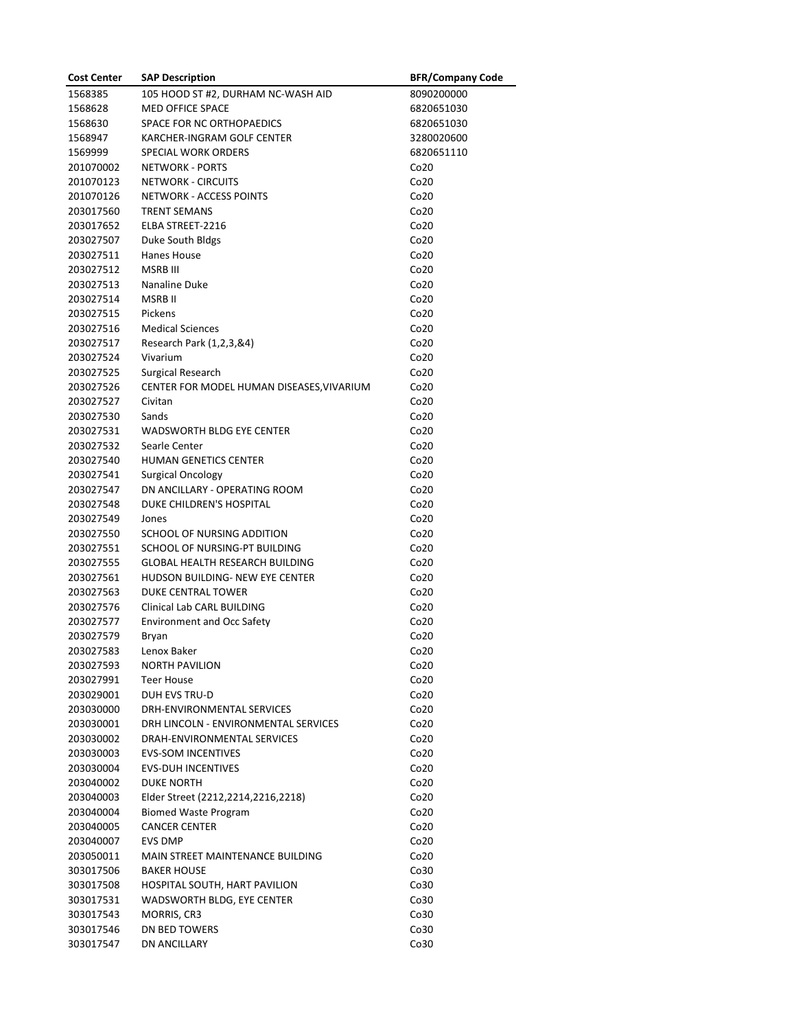| Cost Center | SAP Description | BFR/Company Code |
|---|---|---|
| 1568385 | 105 HOOD ST #2, DURHAM NC-WASH AID | 8090200000 |
| 1568628 | MED OFFICE SPACE | 6820651030 |
| 1568630 | SPACE FOR NC ORTHOPAEDICS | 6820651030 |
| 1568947 | KARCHER-INGRAM GOLF CENTER | 3280020600 |
| 1569999 | SPECIAL WORK ORDERS | 6820651110 |
| 201070002 | NETWORK - PORTS | Co20 |
| 201070123 | NETWORK - CIRCUITS | Co20 |
| 201070126 | NETWORK - ACCESS POINTS | Co20 |
| 203017560 | TRENT SEMANS | Co20 |
| 203017652 | ELBA STREET-2216 | Co20 |
| 203027507 | Duke South Bldgs | Co20 |
| 203027511 | Hanes House | Co20 |
| 203027512 | MSRB III | Co20 |
| 203027513 | Nanaline Duke | Co20 |
| 203027514 | MSRB II | Co20 |
| 203027515 | Pickens | Co20 |
| 203027516 | Medical Sciences | Co20 |
| 203027517 | Research Park (1,2,3,&4) | Co20 |
| 203027524 | Vivarium | Co20 |
| 203027525 | Surgical Research | Co20 |
| 203027526 | CENTER FOR MODEL HUMAN DISEASES,VIVARIUM | Co20 |
| 203027527 | Civitan | Co20 |
| 203027530 | Sands | Co20 |
| 203027531 | WADSWORTH BLDG EYE CENTER | Co20 |
| 203027532 | Searle Center | Co20 |
| 203027540 | HUMAN GENETICS CENTER | Co20 |
| 203027541 | Surgical Oncology | Co20 |
| 203027547 | DN ANCILLARY - OPERATING ROOM | Co20 |
| 203027548 | DUKE CHILDREN'S HOSPITAL | Co20 |
| 203027549 | Jones | Co20 |
| 203027550 | SCHOOL OF NURSING ADDITION | Co20 |
| 203027551 | SCHOOL OF NURSING-PT BUILDING | Co20 |
| 203027555 | GLOBAL HEALTH RESEARCH BUILDING | Co20 |
| 203027561 | HUDSON BUILDING- NEW EYE CENTER | Co20 |
| 203027563 | DUKE CENTRAL TOWER | Co20 |
| 203027576 | Clinical Lab CARL BUILDING | Co20 |
| 203027577 | Environment and Occ Safety | Co20 |
| 203027579 | Bryan | Co20 |
| 203027583 | Lenox Baker | Co20 |
| 203027593 | NORTH PAVILION | Co20 |
| 203027991 | Teer House | Co20 |
| 203029001 | DUH EVS TRU-D | Co20 |
| 203030000 | DRH-ENVIRONMENTAL SERVICES | Co20 |
| 203030001 | DRH LINCOLN - ENVIRONMENTAL SERVICES | Co20 |
| 203030002 | DRAH-ENVIRONMENTAL SERVICES | Co20 |
| 203030003 | EVS-SOM INCENTIVES | Co20 |
| 203030004 | EVS-DUH INCENTIVES | Co20 |
| 203040002 | DUKE NORTH | Co20 |
| 203040003 | Elder Street (2212,2214,2216,2218) | Co20 |
| 203040004 | Biomed Waste Program | Co20 |
| 203040005 | CANCER CENTER | Co20 |
| 203040007 | EVS DMP | Co20 |
| 203050011 | MAIN STREET MAINTENANCE BUILDING | Co20 |
| 303017506 | BAKER HOUSE | Co30 |
| 303017508 | HOSPITAL SOUTH, HART PAVILION | Co30 |
| 303017531 | WADSWORTH BLDG, EYE CENTER | Co30 |
| 303017543 | MORRIS, CR3 | Co30 |
| 303017546 | DN BED TOWERS | Co30 |
| 303017547 | DN ANCILLARY | Co30 |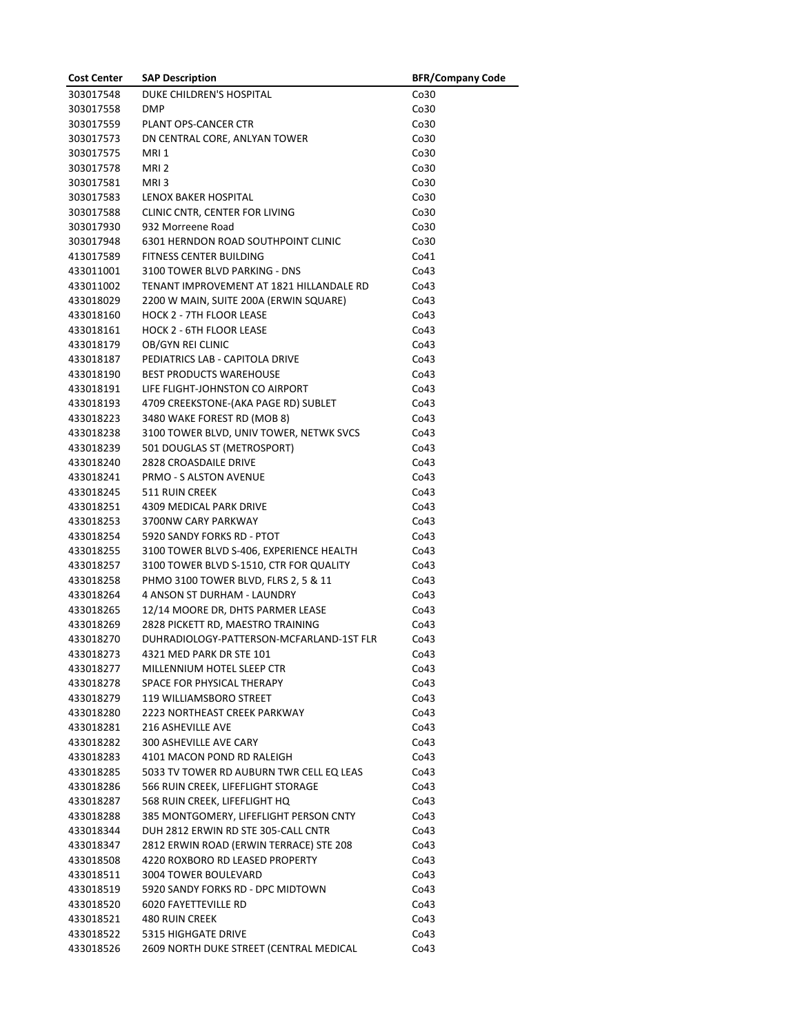| Cost Center | SAP Description | BFR/Company Code |
| --- | --- | --- |
| 303017548 | DUKE CHILDREN'S HOSPITAL | Co30 |
| 303017558 | DMP | Co30 |
| 303017559 | PLANT OPS-CANCER CTR | Co30 |
| 303017573 | DN CENTRAL CORE, ANLYAN TOWER | Co30 |
| 303017575 | MRI 1 | Co30 |
| 303017578 | MRI 2 | Co30 |
| 303017581 | MRI 3 | Co30 |
| 303017583 | LENOX BAKER HOSPITAL | Co30 |
| 303017588 | CLINIC CNTR, CENTER FOR LIVING | Co30 |
| 303017930 | 932 Morreene Road | Co30 |
| 303017948 | 6301 HERNDON ROAD SOUTHPOINT CLINIC | Co30 |
| 413017589 | FITNESS CENTER BUILDING | Co41 |
| 433011001 | 3100 TOWER BLVD PARKING - DNS | Co43 |
| 433011002 | TENANT IMPROVEMENT AT 1821 HILLANDALE RD | Co43 |
| 433018029 | 2200 W MAIN, SUITE 200A (ERWIN SQUARE) | Co43 |
| 433018160 | HOCK 2 - 7TH FLOOR LEASE | Co43 |
| 433018161 | HOCK 2 - 6TH FLOOR LEASE | Co43 |
| 433018179 | OB/GYN REI CLINIC | Co43 |
| 433018187 | PEDIATRICS LAB - CAPITOLA DRIVE | Co43 |
| 433018190 | BEST PRODUCTS WAREHOUSE | Co43 |
| 433018191 | LIFE FLIGHT-JOHNSTON CO AIRPORT | Co43 |
| 433018193 | 4709 CREEKSTONE-(AKA PAGE RD) SUBLET | Co43 |
| 433018223 | 3480 WAKE FOREST RD (MOB 8) | Co43 |
| 433018238 | 3100 TOWER BLVD, UNIV TOWER, NETWK SVCS | Co43 |
| 433018239 | 501 DOUGLAS ST (METROSPORT) | Co43 |
| 433018240 | 2828 CROASDAILE DRIVE | Co43 |
| 433018241 | PRMO - S ALSTON AVENUE | Co43 |
| 433018245 | 511 RUIN CREEK | Co43 |
| 433018251 | 4309 MEDICAL PARK DRIVE | Co43 |
| 433018253 | 3700NW CARY PARKWAY | Co43 |
| 433018254 | 5920 SANDY FORKS RD - PTOT | Co43 |
| 433018255 | 3100 TOWER BLVD S-406, EXPERIENCE HEALTH | Co43 |
| 433018257 | 3100 TOWER BLVD S-1510, CTR FOR QUALITY | Co43 |
| 433018258 | PHMO 3100 TOWER BLVD, FLRS 2, 5 & 11 | Co43 |
| 433018264 | 4 ANSON ST DURHAM - LAUNDRY | Co43 |
| 433018265 | 12/14 MOORE DR, DHTS PARMER LEASE | Co43 |
| 433018269 | 2828 PICKETT RD, MAESTRO TRAINING | Co43 |
| 433018270 | DUHRADIOLOGY-PATTERSON-MCFARLAND-1ST FLR | Co43 |
| 433018273 | 4321 MED PARK DR STE 101 | Co43 |
| 433018277 | MILLENNIUM HOTEL SLEEP CTR | Co43 |
| 433018278 | SPACE FOR PHYSICAL THERAPY | Co43 |
| 433018279 | 119 WILLIAMSBORO STREET | Co43 |
| 433018280 | 2223 NORTHEAST CREEK PARKWAY | Co43 |
| 433018281 | 216 ASHEVILLE AVE | Co43 |
| 433018282 | 300 ASHEVILLE AVE CARY | Co43 |
| 433018283 | 4101 MACON POND RD RALEIGH | Co43 |
| 433018285 | 5033 TV TOWER RD AUBURN TWR CELL EQ LEAS | Co43 |
| 433018286 | 566 RUIN CREEK, LIFEFLIGHT STORAGE | Co43 |
| 433018287 | 568 RUIN CREEK, LIFEFLIGHT HQ | Co43 |
| 433018288 | 385 MONTGOMERY, LIFEFLIGHT PERSON CNTY | Co43 |
| 433018344 | DUH 2812 ERWIN RD STE 305-CALL CNTR | Co43 |
| 433018347 | 2812 ERWIN ROAD (ERWIN TERRACE) STE 208 | Co43 |
| 433018508 | 4220 ROXBORO RD LEASED PROPERTY | Co43 |
| 433018511 | 3004 TOWER BOULEVARD | Co43 |
| 433018519 | 5920 SANDY FORKS RD - DPC MIDTOWN | Co43 |
| 433018520 | 6020 FAYETTEVILLE RD | Co43 |
| 433018521 | 480 RUIN CREEK | Co43 |
| 433018522 | 5315 HIGHGATE DRIVE | Co43 |
| 433018526 | 2609 NORTH DUKE STREET (CENTRAL MEDICAL | Co43 |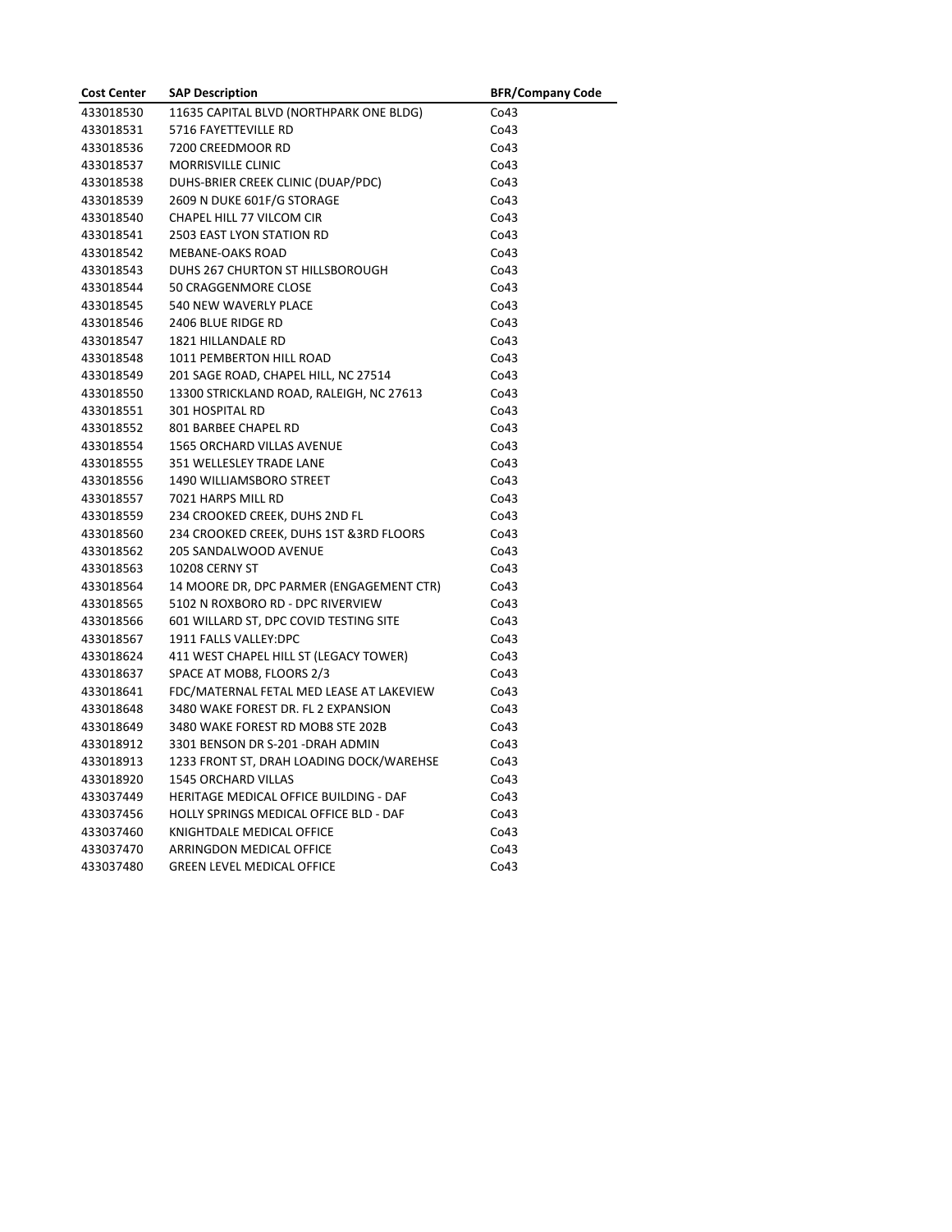| Cost Center | SAP Description | BFR/Company Code |
|---|---|---|
| 433018530 | 11635 CAPITAL BLVD (NORTHPARK ONE BLDG) | Co43 |
| 433018531 | 5716 FAYETTEVILLE RD | Co43 |
| 433018536 | 7200 CREEDMOOR RD | Co43 |
| 433018537 | MORRISVILLE CLINIC | Co43 |
| 433018538 | DUHS-BRIER CREEK CLINIC (DUAP/PDC) | Co43 |
| 433018539 | 2609 N DUKE 601F/G STORAGE | Co43 |
| 433018540 | CHAPEL HILL 77 VILCOM CIR | Co43 |
| 433018541 | 2503 EAST LYON STATION RD | Co43 |
| 433018542 | MEBANE-OAKS ROAD | Co43 |
| 433018543 | DUHS 267 CHURTON ST HILLSBOROUGH | Co43 |
| 433018544 | 50 CRAGGENMORE CLOSE | Co43 |
| 433018545 | 540 NEW WAVERLY PLACE | Co43 |
| 433018546 | 2406 BLUE RIDGE RD | Co43 |
| 433018547 | 1821 HILLANDALE RD | Co43 |
| 433018548 | 1011 PEMBERTON HILL ROAD | Co43 |
| 433018549 | 201 SAGE ROAD, CHAPEL HILL, NC 27514 | Co43 |
| 433018550 | 13300 STRICKLAND ROAD, RALEIGH, NC 27613 | Co43 |
| 433018551 | 301 HOSPITAL RD | Co43 |
| 433018552 | 801 BARBEE CHAPEL RD | Co43 |
| 433018554 | 1565 ORCHARD VILLAS AVENUE | Co43 |
| 433018555 | 351 WELLESLEY TRADE LANE | Co43 |
| 433018556 | 1490 WILLIAMSBORO STREET | Co43 |
| 433018557 | 7021 HARPS MILL RD | Co43 |
| 433018559 | 234 CROOKED CREEK, DUHS 2ND FL | Co43 |
| 433018560 | 234 CROOKED CREEK, DUHS 1ST &3RD FLOORS | Co43 |
| 433018562 | 205 SANDALWOOD AVENUE | Co43 |
| 433018563 | 10208 CERNY ST | Co43 |
| 433018564 | 14 MOORE DR, DPC PARMER (ENGAGEMENT CTR) | Co43 |
| 433018565 | 5102 N ROXBORO RD - DPC RIVERVIEW | Co43 |
| 433018566 | 601 WILLARD ST, DPC COVID TESTING SITE | Co43 |
| 433018567 | 1911 FALLS VALLEY:DPC | Co43 |
| 433018624 | 411 WEST CHAPEL HILL ST (LEGACY TOWER) | Co43 |
| 433018637 | SPACE AT MOB8, FLOORS 2/3 | Co43 |
| 433018641 | FDC/MATERNAL FETAL MED LEASE AT LAKEVIEW | Co43 |
| 433018648 | 3480 WAKE FOREST DR. FL 2 EXPANSION | Co43 |
| 433018649 | 3480 WAKE FOREST RD MOB8 STE 202B | Co43 |
| 433018912 | 3301 BENSON DR S-201 -DRAH ADMIN | Co43 |
| 433018913 | 1233 FRONT ST, DRAH LOADING DOCK/WAREHSE | Co43 |
| 433018920 | 1545 ORCHARD VILLAS | Co43 |
| 433037449 | HERITAGE MEDICAL OFFICE BUILDING - DAF | Co43 |
| 433037456 | HOLLY SPRINGS MEDICAL OFFICE BLD - DAF | Co43 |
| 433037460 | KNIGHTDALE MEDICAL OFFICE | Co43 |
| 433037470 | ARRINGDON MEDICAL OFFICE | Co43 |
| 433037480 | GREEN LEVEL MEDICAL OFFICE | Co43 |